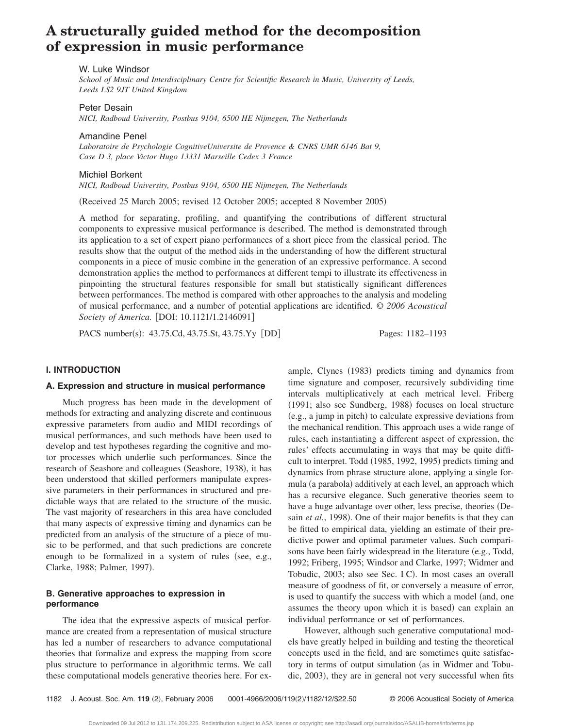# A structurally guided method for the decomposition of expression in music performance

W. Luke Windsor
*School of Music and Interdisciplinary Centre for Scientific Research in Music, University of Leeds, Leeds LS2 9JT United Kingdom*

Peter Desain
*NICI, Radboud University, Postbus 9104, 6500 HE Nijmegen, The Netherlands*

Amandine Penel
*Laboratoire de Psychologie CognitiveUniversite de Provence & CNRS UMR 6146 Bat 9, Case D 3, place Victor Hugo 13331 Marseille Cedex 3 France*

Michiel Borkent
*NICI, Radboud University, Postbus 9104, 6500 HE Nijmegen, The Netherlands*

(Received 25 March 2005; revised 12 October 2005; accepted 8 November 2005)

A method for separating, profiling, and quantifying the contributions of different structural components to expressive musical performance is described. The method is demonstrated through its application to a set of expert piano performances of a short piece from the classical period. The results show that the output of the method aids in the understanding of how the different structural components in a piece of music combine in the generation of an expressive performance. A second demonstration applies the method to performances at different tempi to illustrate its effectiveness in pinpointing the structural features responsible for small but statistically significant differences between performances. The method is compared with other approaches to the analysis and modeling of musical performance, and a number of potential applications are identified. © *2006 Acoustical Society of America.* [DOI: 10.1121/1.2146091]

PACS number(s): 43.75.Cd, 43.75.St, 43.75.Yy [DD] Pages: 1182–1193

## I. INTRODUCTION

### A. Expression and structure in musical performance

Much progress has been made in the development of methods for extracting and analyzing discrete and continuous expressive parameters from audio and MIDI recordings of musical performances, and such methods have been used to develop and test hypotheses regarding the cognitive and motor processes which underlie such performances. Since the research of Seashore and colleagues (Seashore, 1938), it has been understood that skilled performers manipulate expressive parameters in their performances in structured and predictable ways that are related to the structure of the music. The vast majority of researchers in this area have concluded that many aspects of expressive timing and dynamics can be predicted from an analysis of the structure of a piece of music to be performed, and that such predictions are concrete enough to be formalized in a system of rules (see, e.g., Clarke, 1988; Palmer, 1997).

### B. Generative approaches to expression in performance

The idea that the expressive aspects of musical performance are created from a representation of musical structure has led a number of researchers to advance computational theories that formalize and express the mapping from score plus structure to performance in algorithmic terms. We call these computational models generative theories here. For example, Clynes (1983) predicts timing and dynamics from time signature and composer, recursively subdividing time intervals multiplicatively at each metrical level. Friberg (1991; also see Sundberg, 1988) focuses on local structure (e.g., a jump in pitch) to calculate expressive deviations from the mechanical rendition. This approach uses a wide range of rules, each instantiating a different aspect of expression, the rules' effects accumulating in ways that may be quite difficult to interpret. Todd (1985, 1992, 1995) predicts timing and dynamics from phrase structure alone, applying a single formula (a parabola) additively at each level, an approach which has a recursive elegance. Such generative theories seem to have a huge advantage over other, less precise, theories (Desain *et al.*, 1998). One of their major benefits is that they can be fitted to empirical data, yielding an estimate of their predictive power and optimal parameter values. Such comparisons have been fairly widespread in the literature (e.g., Todd, 1992; Friberg, 1995; Windsor and Clarke, 1997; Widmer and Tobudic, 2003; also see Sec. I C). In most cases an overall measure of goodness of fit, or conversely a measure of error, is used to quantify the success with which a model (and, one assumes the theory upon which it is based) can explain an individual performance or set of performances.

However, although such generative computational models have greatly helped in building and testing the theoretical concepts used in the field, and are sometimes quite satisfactory in terms of output simulation (as in Widmer and Tobudic, 2003), they are in general not very successful when fits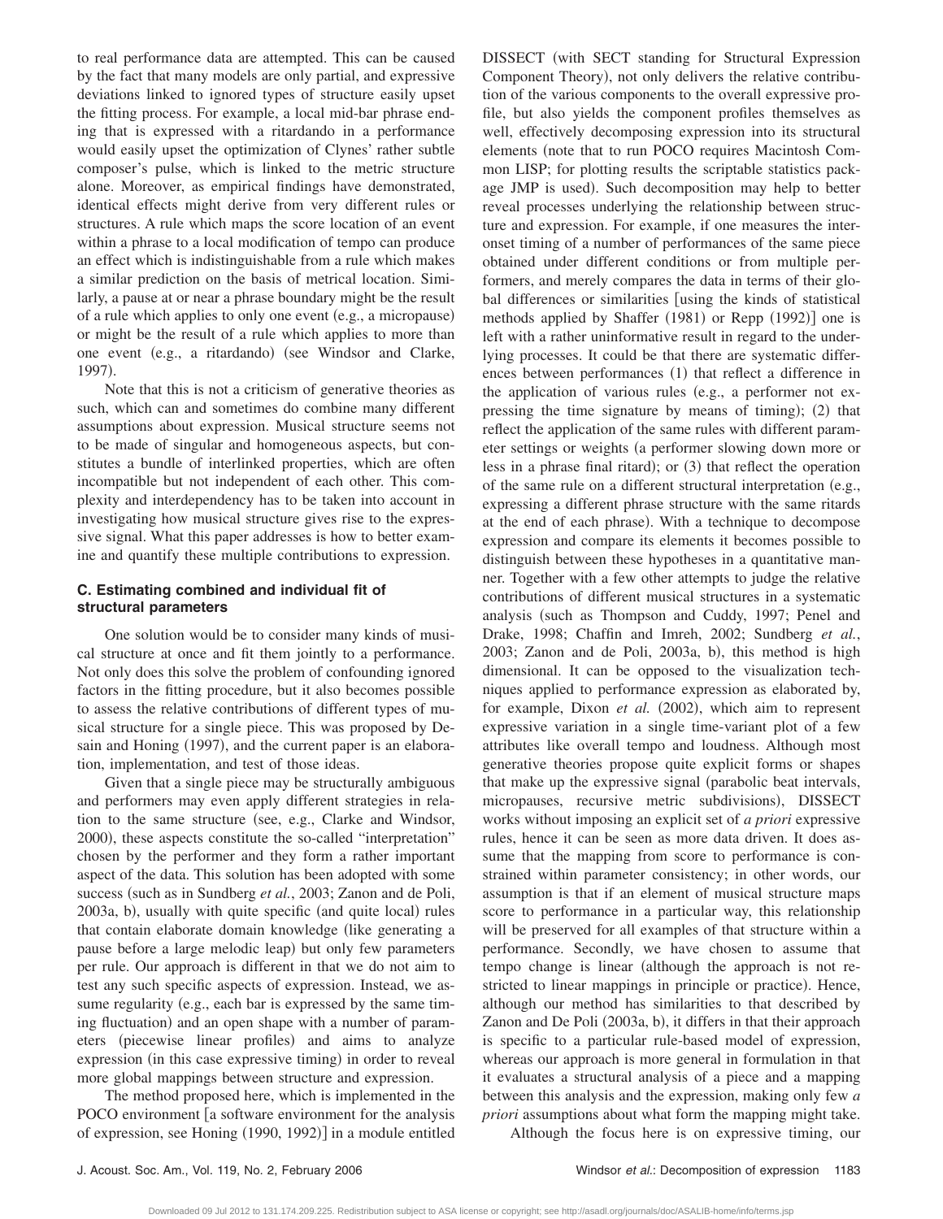to real performance data are attempted. This can be caused by the fact that many models are only partial, and expressive deviations linked to ignored types of structure easily upset the fitting process. For example, a local mid-bar phrase ending that is expressed with a ritardando in a performance would easily upset the optimization of Clynes' rather subtle composer's pulse, which is linked to the metric structure alone. Moreover, as empirical findings have demonstrated, identical effects might derive from very different rules or structures. A rule which maps the score location of an event within a phrase to a local modification of tempo can produce an effect which is indistinguishable from a rule which makes a similar prediction on the basis of metrical location. Similarly, a pause at or near a phrase boundary might be the result of a rule which applies to only one event (e.g., a micropause) or might be the result of a rule which applies to more than one event (e.g., a ritardando) (see Windsor and Clarke, 1997).

Note that this is not a criticism of generative theories as such, which can and sometimes do combine many different assumptions about expression. Musical structure seems not to be made of singular and homogeneous aspects, but constitutes a bundle of interlinked properties, which are often incompatible but not independent of each other. This complexity and interdependency has to be taken into account in investigating how musical structure gives rise to the expressive signal. What this paper addresses is how to better examine and quantify these multiple contributions to expression.

### C. Estimating combined and individual fit of structural parameters

One solution would be to consider many kinds of musical structure at once and fit them jointly to a performance. Not only does this solve the problem of confounding ignored factors in the fitting procedure, but it also becomes possible to assess the relative contributions of different types of musical structure for a single piece. This was proposed by Desain and Honing (1997), and the current paper is an elaboration, implementation, and test of those ideas.

Given that a single piece may be structurally ambiguous and performers may even apply different strategies in relation to the same structure (see, e.g., Clarke and Windsor, 2000), these aspects constitute the so-called "interpretation" chosen by the performer and they form a rather important aspect of the data. This solution has been adopted with some success (such as in Sundberg *et al.*, 2003; Zanon and de Poli, 2003a, b), usually with quite specific (and quite local) rules that contain elaborate domain knowledge (like generating a pause before a large melodic leap) but only few parameters per rule. Our approach is different in that we do not aim to test any such specific aspects of expression. Instead, we assume regularity (e.g., each bar is expressed by the same timing fluctuation) and an open shape with a number of parameters (piecewise linear profiles) and aims to analyze expression (in this case expressive timing) in order to reveal more global mappings between structure and expression.

The method proposed here, which is implemented in the POCO environment [a software environment for the analysis of expression, see Honing (1990, 1992)] in a module entitled DISSECT (with SECT standing for Structural Expression Component Theory), not only delivers the relative contribution of the various components to the overall expressive profile, but also yields the component profiles themselves as well, effectively decomposing expression into its structural elements (note that to run POCO requires Macintosh Common LISP; for plotting results the scriptable statistics package JMP is used). Such decomposition may help to better reveal processes underlying the relationship between structure and expression. For example, if one measures the interonset timing of a number of performances of the same piece obtained under different conditions or from multiple performers, and merely compares the data in terms of their global differences or similarities [using the kinds of statistical methods applied by Shaffer (1981) or Repp (1992)] one is left with a rather uninformative result in regard to the underlying processes. It could be that there are systematic differences between performances (1) that reflect a difference in the application of various rules (e.g., a performer not expressing the time signature by means of timing); (2) that reflect the application of the same rules with different parameter settings or weights (a performer slowing down more or less in a phrase final ritard); or (3) that reflect the operation of the same rule on a different structural interpretation (e.g., expressing a different phrase structure with the same ritards at the end of each phrase). With a technique to decompose expression and compare its elements it becomes possible to distinguish between these hypotheses in a quantitative manner. Together with a few other attempts to judge the relative contributions of different musical structures in a systematic analysis (such as Thompson and Cuddy, 1997; Penel and Drake, 1998; Chaffin and Imreh, 2002; Sundberg *et al.*, 2003; Zanon and de Poli, 2003a, b), this method is high dimensional. It can be opposed to the visualization techniques applied to performance expression as elaborated by, for example, Dixon *et al.* (2002), which aim to represent expressive variation in a single time-variant plot of a few attributes like overall tempo and loudness. Although most generative theories propose quite explicit forms or shapes that make up the expressive signal (parabolic beat intervals, micropauses, recursive metric subdivisions), DISSECT works without imposing an explicit set of *a priori* expressive rules, hence it can be seen as more data driven. It does assume that the mapping from score to performance is constrained within parameter consistency; in other words, our assumption is that if an element of musical structure maps score to performance in a particular way, this relationship will be preserved for all examples of that structure within a performance. Secondly, we have chosen to assume that tempo change is linear (although the approach is not restricted to linear mappings in principle or practice). Hence, although our method has similarities to that described by Zanon and De Poli (2003a, b), it differs in that their approach is specific to a particular rule-based model of expression, whereas our approach is more general in formulation in that it evaluates a structural analysis of a piece and a mapping between this analysis and the expression, making only few *a priori* assumptions about what form the mapping might take.

Although the focus here is on expressive timing, our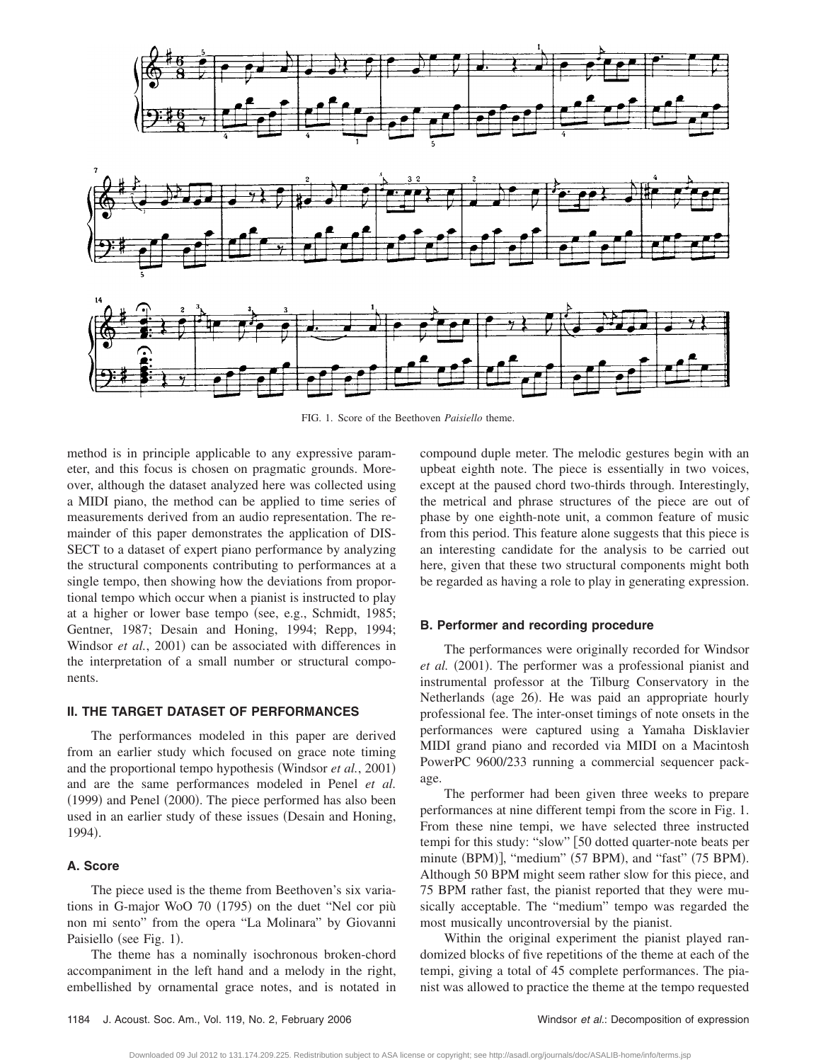FIG. 1. Score of the Beethoven *Paisiello* theme.

method is in principle applicable to any expressive parameter, and this focus is chosen on pragmatic grounds. Moreover, although the dataset analyzed here was collected using a MIDI piano, the method can be applied to time series of measurements derived from an audio representation. The remainder of this paper demonstrates the application of DISSECT to a dataset of expert piano performance by analyzing the structural components contributing to performances at a single tempo, then showing how the deviations from proportional tempo which occur when a pianist is instructed to play at a higher or lower base tempo (see, e.g., Schmidt, 1985; Gentner, 1987; Desain and Honing, 1994; Repp, 1994; Windsor *et al.*, 2001) can be associated with differences in the interpretation of a small number or structural components.

## II. THE TARGET DATASET OF PERFORMANCES

The performances modeled in this paper are derived from an earlier study which focused on grace note timing and the proportional tempo hypothesis (Windsor *et al.*, 2001) and are the same performances modeled in Penel *et al.* (1999) and Penel (2000). The piece performed has also been used in an earlier study of these issues (Desain and Honing, 1994).

### A. Score

The piece used is the theme from Beethoven's six variations in G-major WoO 70 (1795) on the duet "Nel cor più non mi sento" from the opera "La Molinara" by Giovanni Paisiello (see Fig. 1).

The theme has a nominally isochronous broken-chord accompaniment in the left hand and a melody in the right, embellished by ornamental grace notes, and is notated in compound duple meter. The melodic gestures begin with an upbeat eighth note. The piece is essentially in two voices, except at the paused chord two-thirds through. Interestingly, the metrical and phrase structures of the piece are out of phase by one eighth-note unit, a common feature of music from this period. This feature alone suggests that this piece is an interesting candidate for the analysis to be carried out here, given that these two structural components might both be regarded as having a role to play in generating expression.

### B. Performer and recording procedure

The performances were originally recorded for Windsor *et al.* (2001). The performer was a professional pianist and instrumental professor at the Tilburg Conservatory in the Netherlands (age 26). He was paid an appropriate hourly professional fee. The inter-onset timings of note onsets in the performances were captured using a Yamaha Disklavier MIDI grand piano and recorded via MIDI on a Macintosh PowerPC 9600/233 running a commercial sequencer package.

The performer had been given three weeks to prepare performances at nine different tempi from the score in Fig. 1. From these nine tempi, we have selected three instructed tempi for this study: "slow" [50 dotted quarter-note beats per minute (BPM)], "medium" (57 BPM), and "fast" (75 BPM). Although 50 BPM might seem rather slow for this piece, and 75 BPM rather fast, the pianist reported that they were musically acceptable. The "medium" tempo was regarded the most musically uncontroversial by the pianist.

Within the original experiment the pianist played randomized blocks of five repetitions of the theme at each of the tempi, giving a total of 45 complete performances. The pianist was allowed to practice the theme at the tempo requested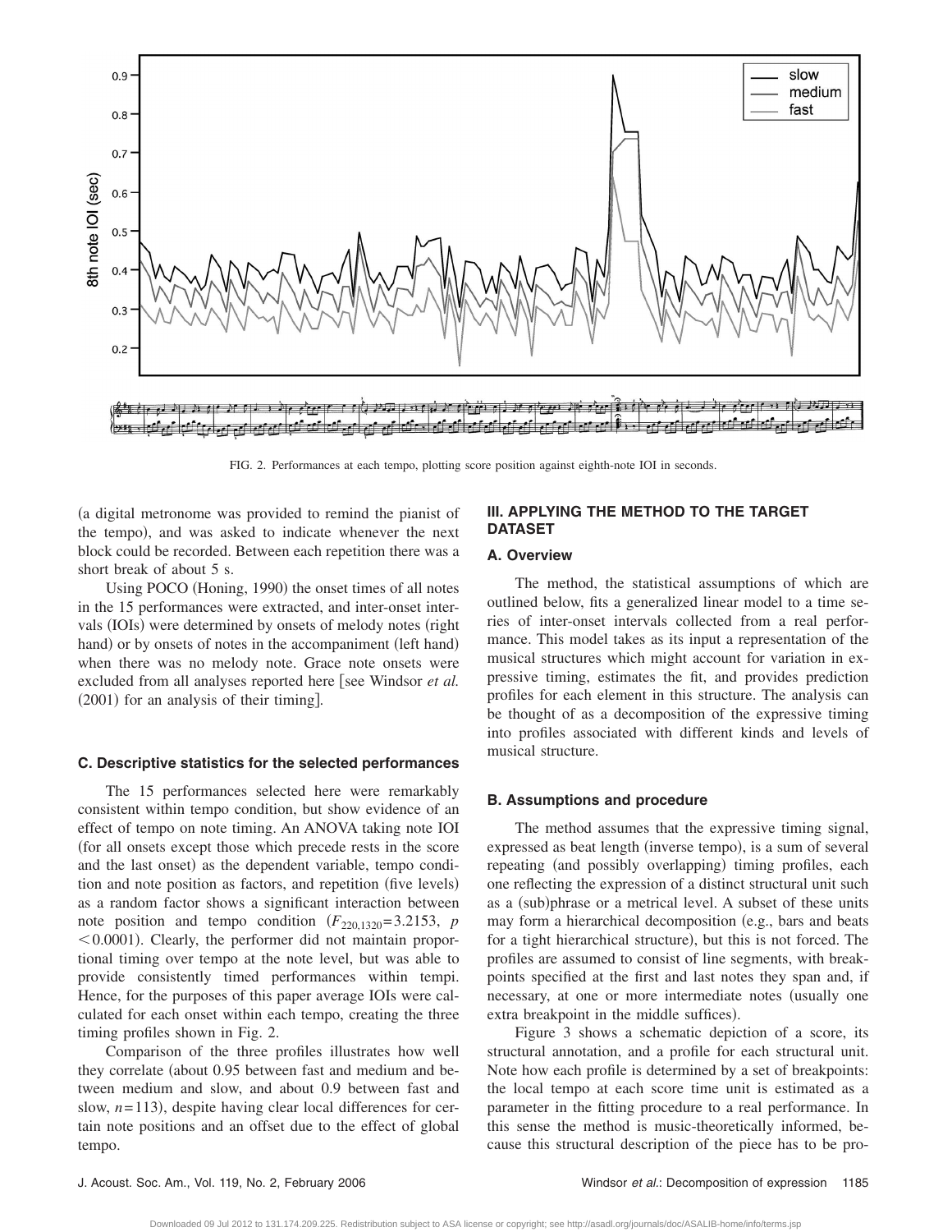FIG. 2. Performances at each tempo, plotting score position against eighth-note IOI in seconds.

(a digital metronome was provided to remind the pianist of the tempo), and was asked to indicate whenever the next block could be recorded. Between each repetition there was a short break of about 5 s.

Using POCO (Honing, 1990) the onset times of all notes in the 15 performances were extracted, and inter-onset intervals (IOIs) were determined by onsets of melody notes (right hand) or by onsets of notes in the accompaniment (left hand) when there was no melody note. Grace note onsets were excluded from all analyses reported here [see Windsor *et al.* (2001) for an analysis of their timing].

### C. Descriptive statistics for the selected performances

The 15 performances selected here were remarkably consistent within tempo condition, but show evidence of an effect of tempo on note timing. An ANOVA taking note IOI (for all onsets except those which precede rests in the score and the last onset) as the dependent variable, tempo condition and note position as factors, and repetition (five levels) as a random factor shows a significant interaction between note position and tempo condition ($F_{220,1320}=3.2153$, $p<0.0001$). Clearly, the performer did not maintain proportional timing over tempo at the note level, but was able to provide consistently timed performances within tempi. Hence, for the purposes of this paper average IOIs were calculated for each onset within each tempo, creating the three timing profiles shown in Fig. 2.

Comparison of the three profiles illustrates how well they correlate (about 0.95 between fast and medium and between medium and slow, and about 0.9 between fast and slow, $n=113$), despite having clear local differences for certain note positions and an offset due to the effect of global tempo.

## III. APPLYING THE METHOD TO THE TARGET DATASET

### A. Overview

The method, the statistical assumptions of which are outlined below, fits a generalized linear model to a time series of inter-onset intervals collected from a real performance. This model takes as its input a representation of the musical structures which might account for variation in expressive timing, estimates the fit, and provides prediction profiles for each element in this structure. The analysis can be thought of as a decomposition of the expressive timing into profiles associated with different kinds and levels of musical structure.

### B. Assumptions and procedure

The method assumes that the expressive timing signal, expressed as beat length (inverse tempo), is a sum of several repeating (and possibly overlapping) timing profiles, each one reflecting the expression of a distinct structural unit such as a (sub)phrase or a metrical level. A subset of these units may form a hierarchical decomposition (e.g., bars and beats for a tight hierarchical structure), but this is not forced. The profiles are assumed to consist of line segments, with breakpoints specified at the first and last notes they span and, if necessary, at one or more intermediate notes (usually one extra breakpoint in the middle suffices).

Figure 3 shows a schematic depiction of a score, its structural annotation, and a profile for each structural unit. Note how each profile is determined by a set of breakpoints: the local tempo at each score time unit is estimated as a parameter in the fitting procedure to a real performance. In this sense the method is music-theoretically informed, because this structural description of the piece has to be pro-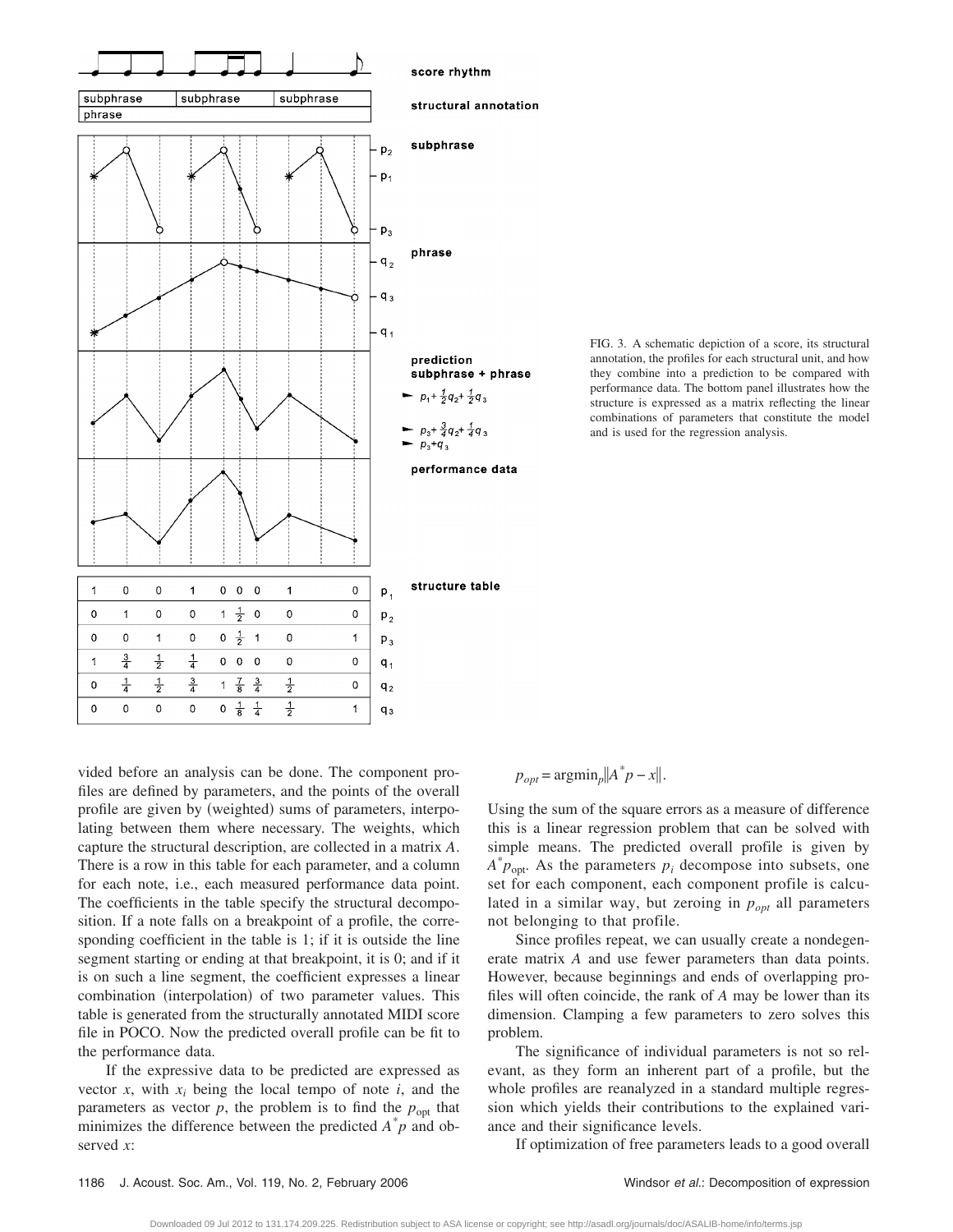FIG. 3. A schematic depiction of a score, its structural annotation, the profiles for each structural unit, and how they combine into a prediction to be compared with performance data. The bottom panel illustrates how the structure is expressed as a matrix reflecting the linear combinations of parameters that constitute the model and is used for the regression analysis.

vided before an analysis can be done. The component profiles are defined by parameters, and the points of the overall profile are given by (weighted) sums of parameters, interpolating between them where necessary. The weights, which capture the structural description, are collected in a matrix $A$. There is a row in this table for each parameter, and a column for each note, i.e., each measured performance data point. The coefficients in the table specify the structural decomposition. If a note falls on a breakpoint of a profile, the corresponding coefficient in the table is 1; if it is outside the line segment starting or ending at that breakpoint, it is 0; and if it is on such a line segment, the coefficient expresses a linear combination (interpolation) of two parameter values. This table is generated from the structurally annotated MIDI score file in POCO. Now the predicted overall profile can be fit to the performance data.

If the expressive data to be predicted are expressed as vector $x$, with $x_i$ being the local tempo of note $i$, and the parameters as vector $p$, the problem is to find the $p_{\mathrm{opt}}$ that minimizes the difference between the predicted $A^{*}p$ and observed $x$:

$$p_{opt} = \mathrm{argmin}_p \|A^{*}p - x\|.$$

Using the sum of the square errors as a measure of difference this is a linear regression problem that can be solved with simple means. The predicted overall profile is given by $A^{*}p_{\mathrm{opt}}$. As the parameters $p_i$ decompose into subsets, one set for each component, each component profile is calculated in a similar way, but zeroing in $p_{opt}$ all parameters not belonging to that profile.

Since profiles repeat, we can usually create a nondegenerate matrix $A$ and use fewer parameters than data points. However, because beginnings and ends of overlapping profiles will often coincide, the rank of $A$ may be lower than its dimension. Clamping a few parameters to zero solves this problem.

The significance of individual parameters is not so relevant, as they form an inherent part of a profile, but the whole profiles are reanalyzed in a standard multiple regression which yields their contributions to the explained variance and their significance levels.

If optimization of free parameters leads to a good overall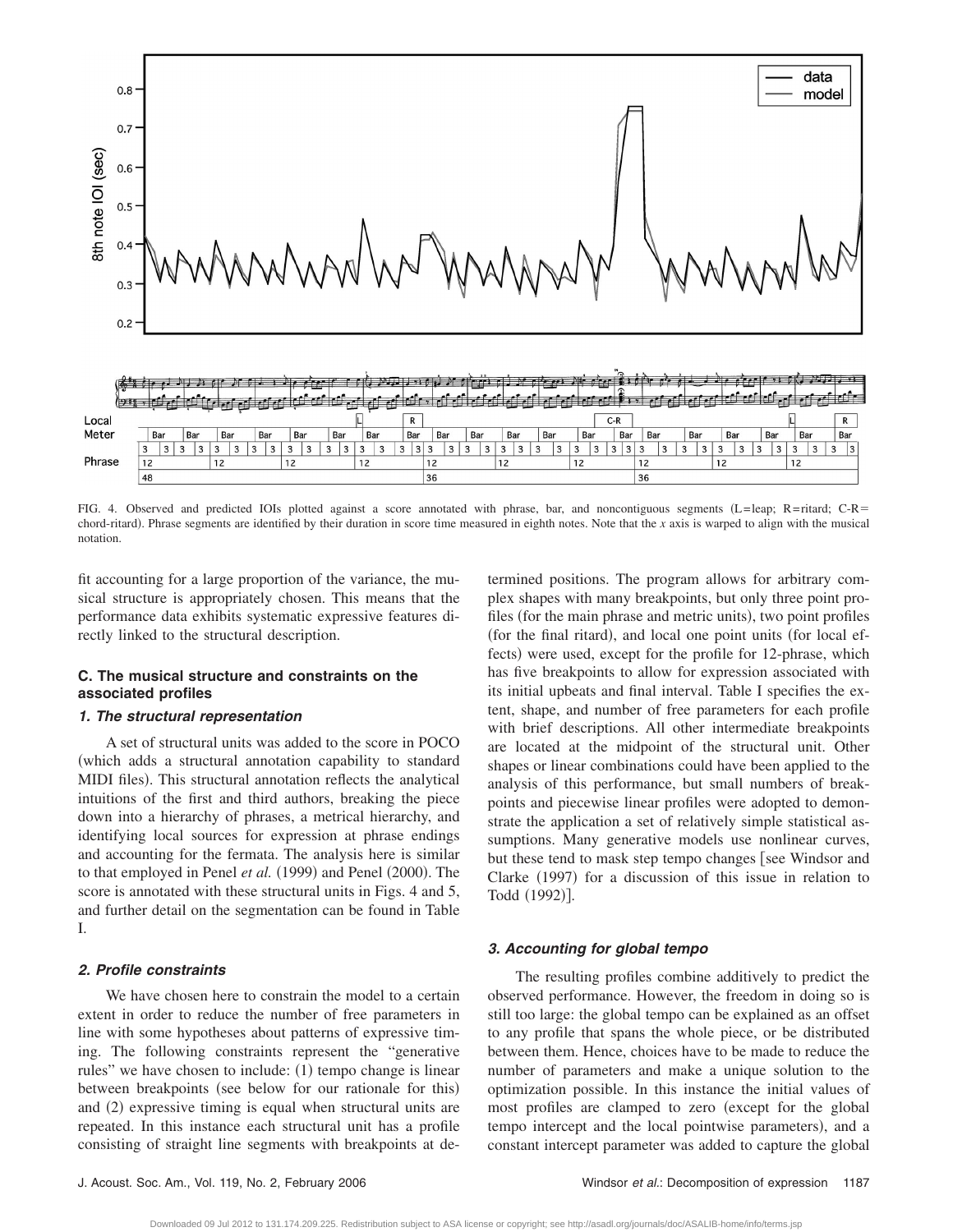FIG. 4. Observed and predicted IOIs plotted against a score annotated with phrase, bar, and noncontiguous segments (L=leap; R=ritard; C-R= chord-ritard). Phrase segments are identified by their duration in score time measured in eighth notes. Note that the *x* axis is warped to align with the musical notation.

fit accounting for a large proportion of the variance, the musical structure is appropriately chosen. This means that the performance data exhibits systematic expressive features directly linked to the structural description.

### C. The musical structure and constraints on the associated profiles

#### *1. The structural representation*

A set of structural units was added to the score in POCO (which adds a structural annotation capability to standard MIDI files). This structural annotation reflects the analytical intuitions of the first and third authors, breaking the piece down into a hierarchy of phrases, a metrical hierarchy, and identifying local sources for expression at phrase endings and accounting for the fermata. The analysis here is similar to that employed in Penel *et al.* (1999) and Penel (2000). The score is annotated with these structural units in Figs. 4 and 5, and further detail on the segmentation can be found in Table I.

#### *2. Profile constraints*

We have chosen here to constrain the model to a certain extent in order to reduce the number of free parameters in line with some hypotheses about patterns of expressive timing. The following constraints represent the "generative rules" we have chosen to include: (1) tempo change is linear between breakpoints (see below for our rationale for this) and (2) expressive timing is equal when structural units are repeated. In this instance each structural unit has a profile consisting of straight line segments with breakpoints at determined positions. The program allows for arbitrary complex shapes with many breakpoints, but only three point profiles (for the main phrase and metric units), two point profiles (for the final ritard), and local one point units (for local effects) were used, except for the profile for 12-phrase, which has five breakpoints to allow for expression associated with its initial upbeats and final interval. Table I specifies the extent, shape, and number of free parameters for each profile with brief descriptions. All other intermediate breakpoints are located at the midpoint of the structural unit. Other shapes or linear combinations could have been applied to the analysis of this performance, but small numbers of breakpoints and piecewise linear profiles were adopted to demonstrate the application a set of relatively simple statistical assumptions. Many generative models use nonlinear curves, but these tend to mask step tempo changes [see Windsor and Clarke (1997) for a discussion of this issue in relation to Todd (1992)].

#### *3. Accounting for global tempo*

The resulting profiles combine additively to predict the observed performance. However, the freedom in doing so is still too large: the global tempo can be explained as an offset to any profile that spans the whole piece, or be distributed between them. Hence, choices have to be made to reduce the number of parameters and make a unique solution to the optimization possible. In this instance the initial values of most profiles are clamped to zero (except for the global tempo intercept and the local pointwise parameters), and a constant intercept parameter was added to capture the global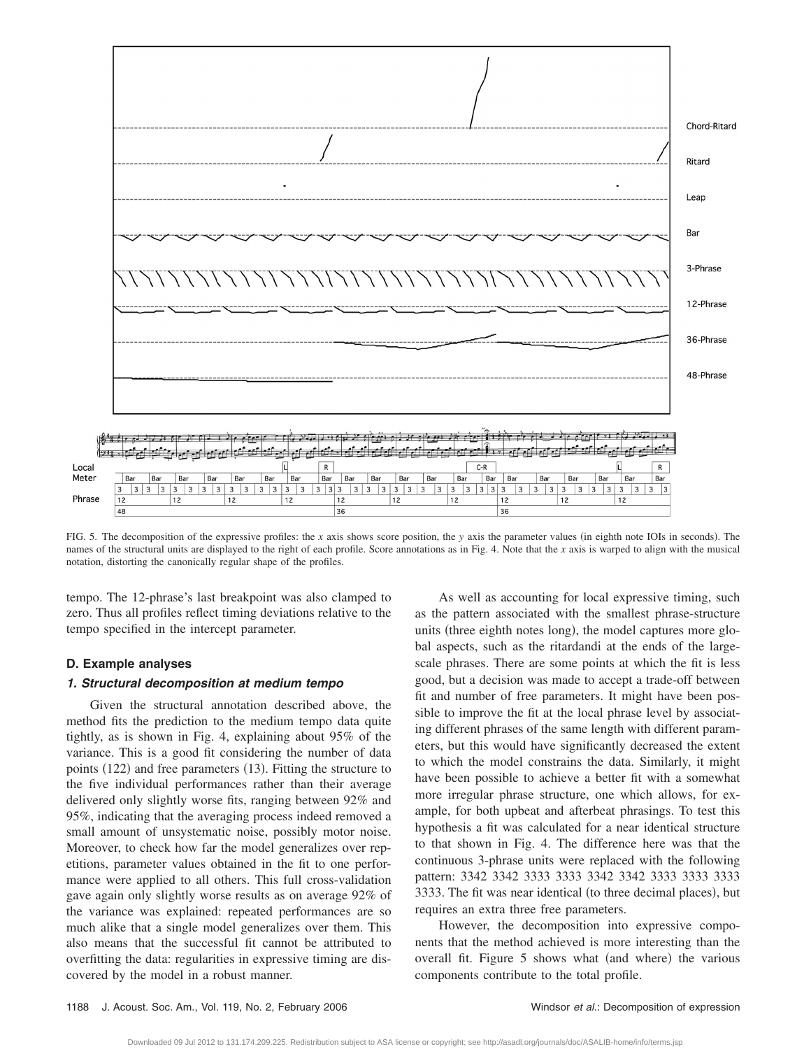FIG. 5. The decomposition of the expressive profiles: the *x* axis shows score position, the *y* axis the parameter values (in eighth note IOIs in seconds). The names of the structural units are displayed to the right of each profile. Score annotations as in Fig. 4. Note that the *x* axis is warped to align with the musical notation, distorting the canonically regular shape of the profiles.

tempo. The 12-phrase's last breakpoint was also clamped to zero. Thus all profiles reflect timing deviations relative to the tempo specified in the intercept parameter.

### D. Example analyses

#### *1. Structural decomposition at medium tempo*

Given the structural annotation described above, the method fits the prediction to the medium tempo data quite tightly, as is shown in Fig. 4, explaining about 95% of the variance. This is a good fit considering the number of data points (122) and free parameters (13). Fitting the structure to the five individual performances rather than their average delivered only slightly worse fits, ranging between 92% and 95%, indicating that the averaging process indeed removed a small amount of unsystematic noise, possibly motor noise. Moreover, to check how far the model generalizes over repetitions, parameter values obtained in the fit to one performance were applied to all others. This full cross-validation gave again only slightly worse results as on average 92% of the variance was explained: repeated performances are so much alike that a single model generalizes over them. This also means that the successful fit cannot be attributed to overfitting the data: regularities in expressive timing are discovered by the model in a robust manner.

As well as accounting for local expressive timing, such as the pattern associated with the smallest phrase-structure units (three eighth notes long), the model captures more global aspects, such as the ritardandi at the ends of the large-scale phrases. There are some points at which the fit is less good, but a decision was made to accept a trade-off between fit and number of free parameters. It might have been possible to improve the fit at the local phrase level by associating different phrases of the same length with different parameters, but this would have significantly decreased the extent to which the model constrains the data. Similarly, it might have been possible to achieve a better fit with a somewhat more irregular phrase structure, one which allows, for example, for both upbeat and afterbeat phrasings. To test this hypothesis a fit was calculated for a near identical structure to that shown in Fig. 4. The difference here was that the continuous 3-phrase units were replaced with the following pattern: 3342 3342 3333 3333 3342 3342 3333 3333 3333 3333. The fit was near identical (to three decimal places), but requires an extra three free parameters.

However, the decomposition into expressive components that the method achieved is more interesting than the overall fit. Figure 5 shows what (and where) the various components contribute to the total profile.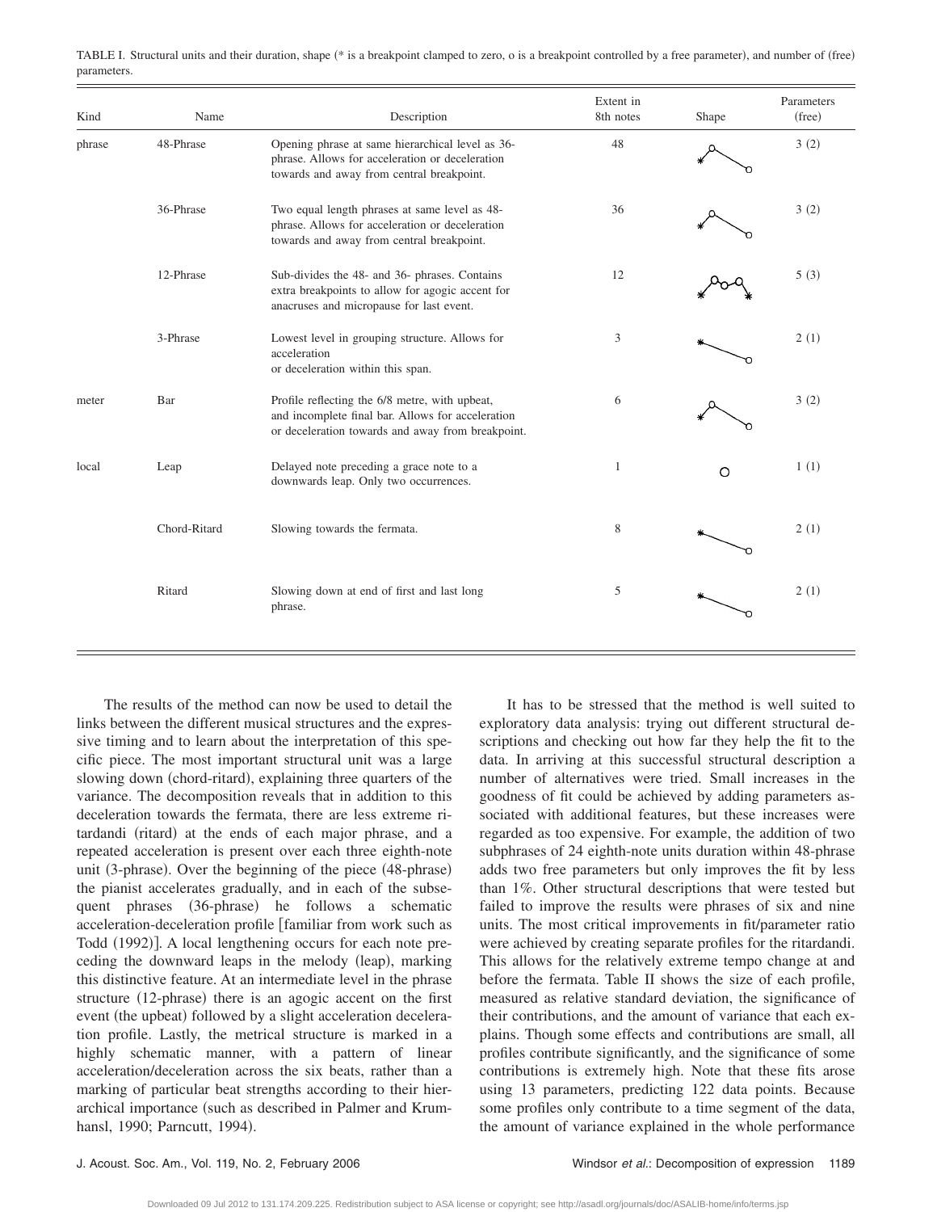TABLE I. Structural units and their duration, shape (* is a breakpoint clamped to zero, o is a breakpoint controlled by a free parameter), and number of (free) parameters.

| Kind | Name | Description | Extent in 8th notes | Shape | Parameters (free) |
|---|---|---|---|---|---|
| phrase | 48-Phrase | Opening phrase at same hierarchical level as 36-phrase. Allows for acceleration or deceleration towards and away from central breakpoint. | 48 | | 3 (2) |
| | 36-Phrase | Two equal length phrases at same level as 48-phrase. Allows for acceleration or deceleration towards and away from central breakpoint. | 36 | | 3 (2) |
| | 12-Phrase | Sub-divides the 48- and 36- phrases. Contains extra breakpoints to allow for agogic accent for anacruses and micropause for last event. | 12 | | 5 (3) |
| | 3-Phrase | Lowest level in grouping structure. Allows for acceleration or deceleration within this span. | 3 | | 2 (1) |
| meter | Bar | Profile reflecting the 6/8 metre, with upbeat, and incomplete final bar. Allows for acceleration or deceleration towards and away from breakpoint. | 6 | | 3 (2) |
| local | Leap | Delayed note preceding a grace note to a downwards leap. Only two occurrences. | 1 | | 1 (1) |
| | Chord-Ritard | Slowing towards the fermata. | 8 | | 2 (1) |
| | Ritard | Slowing down at end of first and last long phrase. | 5 | | 2 (1) |

The results of the method can now be used to detail the links between the different musical structures and the expressive timing and to learn about the interpretation of this specific piece. The most important structural unit was a large slowing down (chord-ritard), explaining three quarters of the variance. The decomposition reveals that in addition to this deceleration towards the fermata, there are less extreme ritardandi (ritard) at the ends of each major phrase, and a repeated acceleration is present over each three eighth-note unit (3-phrase). Over the beginning of the piece (48-phrase) the pianist accelerates gradually, and in each of the subsequent phrases (36-phrase) he follows a schematic acceleration-deceleration profile [familiar from work such as Todd (1992)]. A local lengthening occurs for each note preceding the downward leaps in the melody (leap), marking this distinctive feature. At an intermediate level in the phrase structure (12-phrase) there is an agogic accent on the first event (the upbeat) followed by a slight acceleration deceleration profile. Lastly, the metrical structure is marked in a highly schematic manner, with a pattern of linear acceleration/deceleration across the six beats, rather than a marking of particular beat strengths according to their hierarchical importance (such as described in Palmer and Krumhansl, 1990; Parncutt, 1994).

It has to be stressed that the method is well suited to exploratory data analysis: trying out different structural descriptions and checking out how far they help the fit to the data. In arriving at this successful structural description a number of alternatives were tried. Small increases in the goodness of fit could be achieved by adding parameters associated with additional features, but these increases were regarded as too expensive. For example, the addition of two subphrases of 24 eighth-note units duration within 48-phrase adds two free parameters but only improves the fit by less than 1%. Other structural descriptions that were tested but failed to improve the results were phrases of six and nine units. The most critical improvements in fit/parameter ratio were achieved by creating separate profiles for the ritardandi. This allows for the relatively extreme tempo change at and before the fermata. Table II shows the size of each profile, measured as relative standard deviation, the significance of their contributions, and the amount of variance that each explains. Though some effects and contributions are small, all profiles contribute significantly, and the significance of some contributions is extremely high. Note that these fits arose using 13 parameters, predicting 122 data points. Because some profiles only contribute to a time segment of the data, the amount of variance explained in the whole performance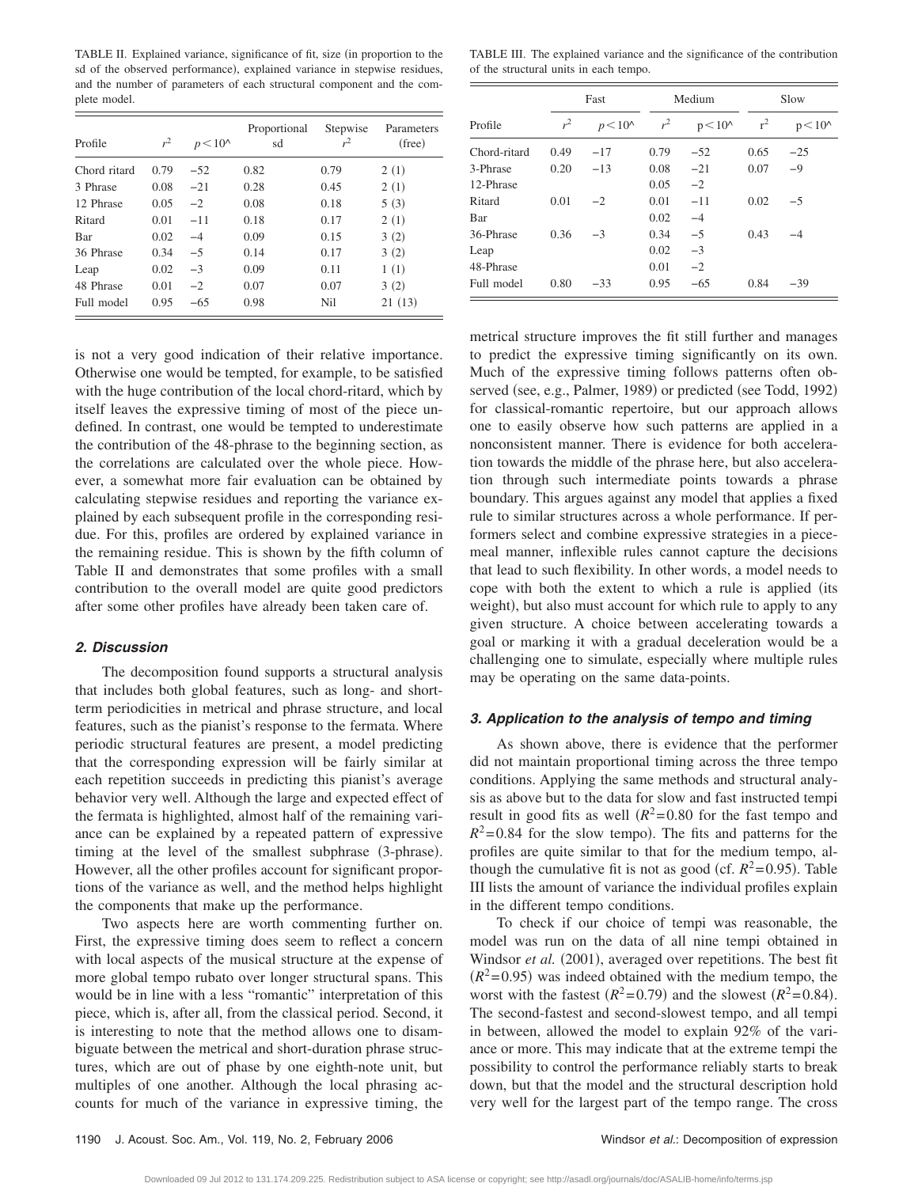TABLE II. Explained variance, significance of fit, size (in proportion to the sd of the observed performance), explained variance in stepwise residues, and the number of parameters of each structural component and the complete model.

| Profile | $r^2$ | $p<10$^ | Proportional sd | Stepwise $r^2$ | Parameters (free) |
|---|---|---|---|---|---|
| Chord ritard | 0.79 | −52 | 0.82 | 0.79 | 2 (1) |
| 3 Phrase | 0.08 | −21 | 0.28 | 0.45 | 2 (1) |
| 12 Phrase | 0.05 | −2 | 0.08 | 0.18 | 5 (3) |
| Ritard | 0.01 | −11 | 0.18 | 0.17 | 2 (1) |
| Bar | 0.02 | −4 | 0.09 | 0.15 | 3 (2) |
| 36 Phrase | 0.34 | −5 | 0.14 | 0.17 | 3 (2) |
| Leap | 0.02 | −3 | 0.09 | 0.11 | 1 (1) |
| 48 Phrase | 0.01 | −2 | 0.07 | 0.07 | 3 (2) |
| Full model | 0.95 | −65 | 0.98 | Nil | 21 (13) |

is not a very good indication of their relative importance. Otherwise one would be tempted, for example, to be satisfied with the huge contribution of the local chord-ritard, which by itself leaves the expressive timing of most of the piece undefined. In contrast, one would be tempted to underestimate the contribution of the 48-phrase to the beginning section, as the correlations are calculated over the whole piece. However, a somewhat more fair evaluation can be obtained by calculating stepwise residues and reporting the variance explained by each subsequent profile in the corresponding residue. For this, profiles are ordered by explained variance in the remaining residue. This is shown by the fifth column of Table II and demonstrates that some profiles with a small contribution to the overall model are quite good predictors after some other profiles have already been taken care of.

### *2. Discussion*

The decomposition found supports a structural analysis that includes both global features, such as long- and short-term periodicities in metrical and phrase structure, and local features, such as the pianist's response to the fermata. Where periodic structural features are present, a model predicting that the corresponding expression will be fairly similar at each repetition succeeds in predicting this pianist's average behavior very well. Although the large and expected effect of the fermata is highlighted, almost half of the remaining variance can be explained by a repeated pattern of expressive timing at the level of the smallest subphrase (3-phrase). However, all the other profiles account for significant proportions of the variance as well, and the method helps highlight the components that make up the performance.

Two aspects here are worth commenting further on. First, the expressive timing does seem to reflect a concern with local aspects of the musical structure at the expense of more global tempo rubato over longer structural spans. This would be in line with a less "romantic" interpretation of this piece, which is, after all, from the classical period. Second, it is interesting to note that the method allows one to disambiguate between the metrical and short-duration phrase structures, which are out of phase by one eighth-note unit, but multiples of one another. Although the local phrasing accounts for much of the variance in expressive timing, the metrical structure improves the fit still further and manages to predict the expressive timing significantly on its own. Much of the expressive timing follows patterns often observed (see, e.g., Palmer, 1989) or predicted (see Todd, 1992) for classical-romantic repertoire, but our approach allows one to easily observe how such patterns are applied in a nonconsistent manner. There is evidence for both acceleration towards the middle of the phrase here, but also acceleration through such intermediate points towards a phrase boundary. This argues against any model that applies a fixed rule to similar structures across a whole performance. If performers select and combine expressive strategies in a piecemeal manner, inflexible rules cannot capture the decisions that lead to such flexibility. In other words, a model needs to cope with both the extent to which a rule is applied (its weight), but also must account for which rule to apply to any given structure. A choice between accelerating towards a goal or marking it with a gradual deceleration would be a challenging one to simulate, especially where multiple rules may be operating on the same data-points.

TABLE III. The explained variance and the significance of the contribution of the structural units in each tempo.

| | Fast | | Medium | | Slow | |
|---|---|---|---|---|---|---|
| Profile | $r^2$ | $p<10$^ | $r^2$ | $p<10$^ | $r^2$ | $p<10$^ |
| Chord-ritard | 0.49 | −17 | 0.79 | −52 | 0.65 | −25 |
| 3-Phrase | 0.20 | −13 | 0.08 | −21 | 0.07 | −9 |
| 12-Phrase | | | 0.05 | −2 | | |
| Ritard | 0.01 | −2 | 0.01 | −11 | 0.02 | −5 |
| Bar | | | 0.02 | −4 | | |
| 36-Phrase | 0.36 | −3 | 0.34 | −5 | 0.43 | −4 |
| Leap | | | 0.02 | −3 | | |
| 48-Phrase | | | 0.01 | −2 | | |
| Full model | 0.80 | −33 | 0.95 | −65 | 0.84 | −39 |

### *3. Application to the analysis of tempo and timing*

As shown above, there is evidence that the performer did not maintain proportional timing across the three tempo conditions. Applying the same methods and structural analysis as above but to the data for slow and fast instructed tempi result in good fits as well ($R^2=0.80$ for the fast tempo and $R^2=0.84$ for the slow tempo). The fits and patterns for the profiles are quite similar to that for the medium tempo, although the cumulative fit is not as good (cf. $R^2=0.95$). Table III lists the amount of variance the individual profiles explain in the different tempo conditions.

To check if our choice of tempi was reasonable, the model was run on the data of all nine tempi obtained in Windsor *et al.* (2001), averaged over repetitions. The best fit ($R^2=0.95$) was indeed obtained with the medium tempo, the worst with the fastest ($R^2=0.79$) and the slowest ($R^2=0.84$). The second-fastest and second-slowest tempo, and all tempi in between, allowed the model to explain 92% of the variance or more. This may indicate that at the extreme tempi the possibility to control the performance reliably starts to break down, but that the model and the structural description hold very well for the largest part of the tempo range. The cross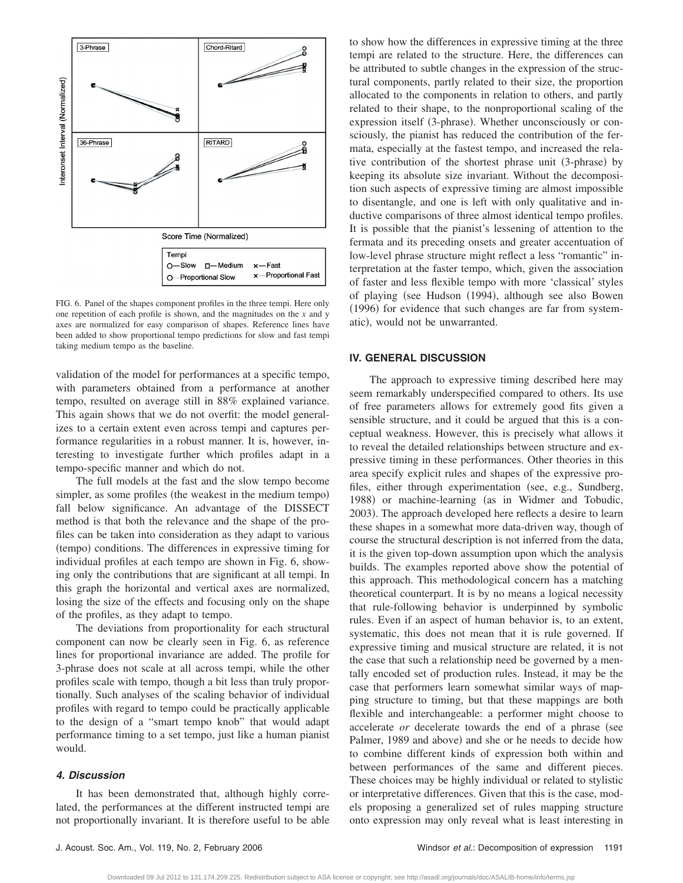FIG. 6. Panel of the shapes component profiles in the three tempi. Here only one repetition of each profile is shown, and the magnitudes on the *x* and y axes are normalized for easy comparison of shapes. Reference lines have been added to show proportional tempo predictions for slow and fast tempi taking medium tempo as the baseline.

validation of the model for performances at a specific tempo, with parameters obtained from a performance at another tempo, resulted on average still in 88% explained variance. This again shows that we do not overfit: the model generalizes to a certain extent even across tempi and captures performance regularities in a robust manner. It is, however, interesting to investigate further which profiles adapt in a tempo-specific manner and which do not.

The full models at the fast and the slow tempo become simpler, as some profiles (the weakest in the medium tempo) fall below significance. An advantage of the DISSECT method is that both the relevance and the shape of the profiles can be taken into consideration as they adapt to various (tempo) conditions. The differences in expressive timing for individual profiles at each tempo are shown in Fig. 6, showing only the contributions that are significant at all tempi. In this graph the horizontal and vertical axes are normalized, losing the size of the effects and focusing only on the shape of the profiles, as they adapt to tempo.

The deviations from proportionality for each structural component can now be clearly seen in Fig. 6, as reference lines for proportional invariance are added. The profile for 3-phrase does not scale at all across tempi, while the other profiles scale with tempo, though a bit less than truly proportionally. Such analyses of the scaling behavior of individual profiles with regard to tempo could be practically applicable to the design of a "smart tempo knob" that would adapt performance timing to a set tempo, just like a human pianist would.

### *4. Discussion*

It has been demonstrated that, although highly correlated, the performances at the different instructed tempi are not proportionally invariant. It is therefore useful to be able to show how the differences in expressive timing at the three tempi are related to the structure. Here, the differences can be attributed to subtle changes in the expression of the structural components, partly related to their size, the proportion allocated to the components in relation to others, and partly related to their shape, to the nonproportional scaling of the expression itself (3-phrase). Whether unconsciously or consciously, the pianist has reduced the contribution of the fermata, especially at the fastest tempo, and increased the relative contribution of the shortest phrase unit (3-phrase) by keeping its absolute size invariant. Without the decomposition such aspects of expressive timing are almost impossible to disentangle, and one is left with only qualitative and inductive comparisons of three almost identical tempo profiles. It is possible that the pianist's lessening of attention to the fermata and its preceding onsets and greater accentuation of low-level phrase structure might reflect a less "romantic" interpretation at the faster tempo, which, given the association of faster and less flexible tempo with more 'classical' styles of playing (see Hudson (1994), although see also Bowen (1996) for evidence that such changes are far from systematic), would not be unwarranted.

## IV. GENERAL DISCUSSION

The approach to expressive timing described here may seem remarkably underspecified compared to others. Its use of free parameters allows for extremely good fits given a sensible structure, and it could be argued that this is a conceptual weakness. However, this is precisely what allows it to reveal the detailed relationships between structure and expressive timing in these performances. Other theories in this area specify explicit rules and shapes of the expressive profiles, either through experimentation (see, e.g., Sundberg, 1988) or machine-learning (as in Widmer and Tobudic, 2003). The approach developed here reflects a desire to learn these shapes in a somewhat more data-driven way, though of course the structural description is not inferred from the data, it is the given top-down assumption upon which the analysis builds. The examples reported above show the potential of this approach. This methodological concern has a matching theoretical counterpart. It is by no means a logical necessity that rule-following behavior is underpinned by symbolic rules. Even if an aspect of human behavior is, to an extent, systematic, this does not mean that it is rule governed. If expressive timing and musical structure are related, it is not the case that such a relationship need be governed by a mentally encoded set of production rules. Instead, it may be the case that performers learn somewhat similar ways of mapping structure to timing, but that these mappings are both flexible and interchangeable: a performer might choose to accelerate *or* decelerate towards the end of a phrase (see Palmer, 1989 and above) and she or he needs to decide how to combine different kinds of expression both within and between performances of the same and different pieces. These choices may be highly individual or related to stylistic or interpretative differences. Given that this is the case, models proposing a generalized set of rules mapping structure onto expression may only reveal what is least interesting in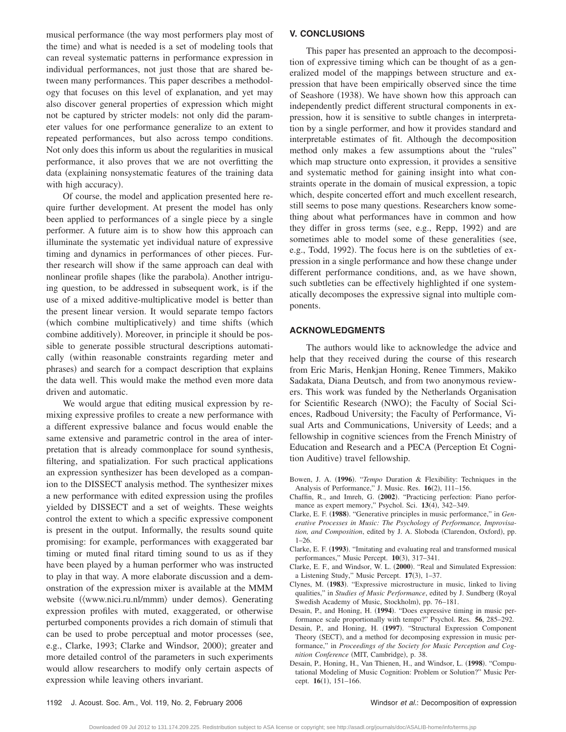musical performance (the way most performers play most of the time) and what is needed is a set of modeling tools that can reveal systematic patterns in performance expression in individual performances, not just those that are shared between many performances. This paper describes a methodology that focuses on this level of explanation, and yet may also discover general properties of expression which might not be captured by stricter models: not only did the parameter values for one performance generalize to an extent to repeated performances, but also across tempo conditions. Not only does this inform us about the regularities in musical performance, it also proves that we are not overfitting the data (explaining nonsystematic features of the training data with high accuracy).

Of course, the model and application presented here require further development. At present the model has only been applied to performances of a single piece by a single performer. A future aim is to show how this approach can illuminate the systematic yet individual nature of expressive timing and dynamics in performances of other pieces. Further research will show if the same approach can deal with nonlinear profile shapes (like the parabola). Another intriguing question, to be addressed in subsequent work, is if the use of a mixed additive-multiplicative model is better than the present linear version. It would separate tempo factors (which combine multiplicatively) and time shifts (which combine additively). Moreover, in principle it should be possible to generate possible structural descriptions automatically (within reasonable constraints regarding meter and phrases) and search for a compact description that explains the data well. This would make the method even more data driven and automatic.

We would argue that editing musical expression by remixing expressive profiles to create a new performance with a different expressive balance and focus would enable the same extensive and parametric control in the area of interpretation that is already commonplace for sound synthesis, filtering, and spatialization. For such practical applications an expression synthesizer has been developed as a companion to the DISSECT analysis method. The synthesizer mixes a new performance with edited expression using the profiles yielded by DISSECT and a set of weights. These weights control the extent to which a specific expressive component is present in the output. Informally, the results sound quite promising: for example, performances with exaggerated bar timing or muted final ritard timing sound to us as if they have been played by a human performer who was instructed to play in that way. A more elaborate discussion and a demonstration of the expression mixer is available at the MMM website (⟨www.nici.ru.nl/mmm⟩ under demos). Generating expression profiles with muted, exaggerated, or otherwise perturbed components provides a rich domain of stimuli that can be used to probe perceptual and motor processes (see, e.g., Clarke, 1993; Clarke and Windsor, 2000); greater and more detailed control of the parameters in such experiments would allow researchers to modify only certain aspects of expression while leaving others invariant.

## V. CONCLUSIONS

This paper has presented an approach to the decomposition of expressive timing which can be thought of as a generalized model of the mappings between structure and expression that have been empirically observed since the time of Seashore (1938). We have shown how this approach can independently predict different structural components in expression, how it is sensitive to subtle changes in interpretation by a single performer, and how it provides standard and interpretable estimates of fit. Although the decomposition method only makes a few assumptions about the "rules" which map structure onto expression, it provides a sensitive and systematic method for gaining insight into what constraints operate in the domain of musical expression, a topic which, despite concerted effort and much excellent research, still seems to pose many questions. Researchers know something about what performances have in common and how they differ in gross terms (see, e.g., Repp, 1992) and are sometimes able to model some of these generalities (see, e.g., Todd, 1992). The focus here is on the subtleties of expression in a single performance and how these change under different performance conditions, and, as we have shown, such subtleties can be effectively highlighted if one systematically decomposes the expressive signal into multiple components.

## ACKNOWLEDGMENTS

The authors would like to acknowledge the advice and help that they received during the course of this research from Eric Maris, Henkjan Honing, Renee Timmers, Makiko Sadakata, Diana Deutsch, and from two anonymous reviewers. This work was funded by the Netherlands Organisation for Scientific Research (NWO); the Faculty of Social Sciences, Radboud University; the Faculty of Performance, Visual Arts and Communications, University of Leeds; and a fellowship in cognitive sciences from the French Ministry of Education and Research and a PECA (Perception Et Cognition Auditive) travel fellowship.

Bowen, J. A. (**1996**). "*Tempo* Duration & Flexibility: Techniques in the Analysis of Performance," J. Music. Res. **16**(2), 111–156.

Chaffin, R., and Imreh, G. (**2002**). "Practicing perfection: Piano performance as expert memory," Psychol. Sci. **13**(4), 342–349.

Clarke, E. F. (**1988**). "Generative principles in music performance," in *Generative Processes in Music: The Psychology of Performance, Improvisation, and Composition*, edited by J. A. Sloboda (Clarendon, Oxford), pp. 1–26.

Clarke, E. F. (**1993**). "Imitating and evaluating real and transformed musical performances," Music Percept. **10**(3), 317–341.

Clarke, E. F., and Windsor, W. L. (**2000**). "Real and Simulated Expression: a Listening Study," Music Percept. **17**(3), 1–37.

Clynes, M. (**1983**). "Expressive microstructure in music, linked to living qualities," in *Studies of Music Performance*, edited by J. Sundberg (Royal Swedish Academy of Music, Stockholm), pp. 76–181.

Desain, P., and Honing, H. (**1994**). "Does expressive timing in music performance scale proportionally with tempo?" Psychol. Res. **56**, 285–292.

Desain, P., and Honing, H. (**1997**). "Structural Expression Component Theory (SECT), and a method for decomposing expression in music performance," in *Proceedings of the Society for Music Perception and Cognition Conference* (MIT, Cambridge), p. 38.

Desain, P., Honing, H., Van Thienen, H., and Windsor, L. (**1998**). "Computational Modeling of Music Cognition: Problem or Solution?" Music Percept. **16**(1), 151–166.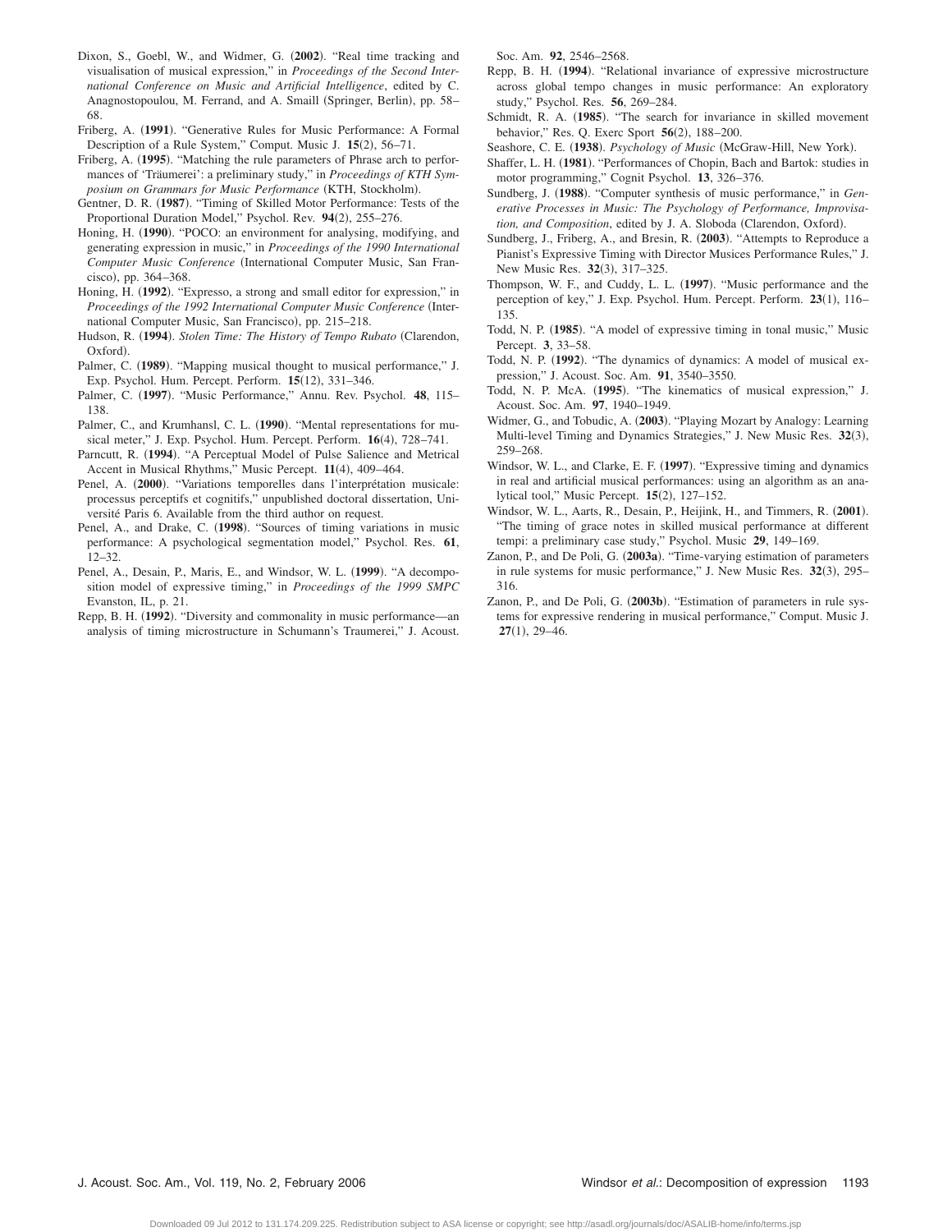Dixon, S., Goebl, W., and Widmer, G. (**2002**). "Real time tracking and visualisation of musical expression," in *Proceedings of the Second International Conference on Music and Artificial Intelligence*, edited by C. Anagnostopoulou, M. Ferrand, and A. Smaill (Springer, Berlin), pp. 58–68.

Friberg, A. (**1991**). "Generative Rules for Music Performance: A Formal Description of a Rule System," Comput. Music J. **15**(2), 56–71.

Friberg, A. (**1995**). "Matching the rule parameters of Phrase arch to performances of 'Träumerei': a preliminary study," in *Proceedings of KTH Symposium on Grammars for Music Performance* (KTH, Stockholm).

Gentner, D. R. (**1987**). "Timing of Skilled Motor Performance: Tests of the Proportional Duration Model," Psychol. Rev. **94**(2), 255–276.

Honing, H. (**1990**). "POCO: an environment for analysing, modifying, and generating expression in music," in *Proceedings of the 1990 International Computer Music Conference* (International Computer Music, San Francisco), pp. 364–368.

Honing, H. (**1992**). "Expresso, a strong and small editor for expression," in *Proceedings of the 1992 International Computer Music Conference* (International Computer Music, San Francisco), pp. 215–218.

Hudson, R. (**1994**). *Stolen Time: The History of Tempo Rubato* (Clarendon, Oxford).

Palmer, C. (**1989**). "Mapping musical thought to musical performance," J. Exp. Psychol. Hum. Percept. Perform. **15**(12), 331–346.

Palmer, C. (**1997**). "Music Performance," Annu. Rev. Psychol. **48**, 115–138.

Palmer, C., and Krumhansl, C. L. (**1990**). "Mental representations for musical meter," J. Exp. Psychol. Hum. Percept. Perform. **16**(4), 728–741.

Parncutt, R. (**1994**). "A Perceptual Model of Pulse Salience and Metrical Accent in Musical Rhythms," Music Percept. **11**(4), 409–464.

Penel, A. (**2000**). "Variations temporelles dans l'interprétation musicale: processus perceptifs et cognitifs," unpublished doctoral dissertation, Université Paris 6. Available from the third author on request.

Penel, A., and Drake, C. (**1998**). "Sources of timing variations in music performance: A psychological segmentation model," Psychol. Res. **61**, 12–32.

Penel, A., Desain, P., Maris, E., and Windsor, W. L. (**1999**). "A decomposition model of expressive timing," in *Proceedings of the 1999 SMPC* Evanston, IL, p. 21.

Repp, B. H. (**1992**). "Diversity and commonality in music performance—an analysis of timing microstructure in Schumann's Traumerei," J. Acoust. Soc. Am. **92**, 2546–2568.

Repp, B. H. (**1994**). "Relational invariance of expressive microstructure across global tempo changes in music performance: An exploratory study," Psychol. Res. **56**, 269–284.

Schmidt, R. A. (**1985**). "The search for invariance in skilled movement behavior," Res. Q. Exerc Sport **56**(2), 188–200.

Seashore, C. E. (**1938**). *Psychology of Music* (McGraw-Hill, New York).

Shaffer, L. H. (**1981**). "Performances of Chopin, Bach and Bartok: studies in motor programming," Cognit Psychol. **13**, 326–376.

Sundberg, J. (**1988**). "Computer synthesis of music performance," in *Generative Processes in Music: The Psychology of Performance, Improvisation, and Composition*, edited by J. A. Sloboda (Clarendon, Oxford).

Sundberg, J., Friberg, A., and Bresin, R. (**2003**). "Attempts to Reproduce a Pianist's Expressive Timing with Director Musices Performance Rules," J. New Music Res. **32**(3), 317–325.

Thompson, W. F., and Cuddy, L. L. (**1997**). "Music performance and the perception of key," J. Exp. Psychol. Hum. Percept. Perform. **23**(1), 116–135.

Todd, N. P. (**1985**). "A model of expressive timing in tonal music," Music Percept. **3**, 33–58.

Todd, N. P. (**1992**). "The dynamics of dynamics: A model of musical expression," J. Acoust. Soc. Am. **91**, 3540–3550.

Todd, N. P. McA. (**1995**). "The kinematics of musical expression," J. Acoust. Soc. Am. **97**, 1940–1949.

Widmer, G., and Tobudic, A. (**2003**). "Playing Mozart by Analogy: Learning Multi-level Timing and Dynamics Strategies," J. New Music Res. **32**(3), 259–268.

Windsor, W. L., and Clarke, E. F. (**1997**). "Expressive timing and dynamics in real and artificial musical performances: using an algorithm as an analytical tool," Music Percept. **15**(2), 127–152.

Windsor, W. L., Aarts, R., Desain, P., Heijink, H., and Timmers, R. (**2001**). "The timing of grace notes in skilled musical performance at different tempi: a preliminary case study," Psychol. Music **29**, 149–169.

Zanon, P., and De Poli, G. (**2003a**). "Time-varying estimation of parameters in rule systems for music performance," J. New Music Res. **32**(3), 295–316.

Zanon, P., and De Poli, G. (**2003b**). "Estimation of parameters in rule systems for expressive rendering in musical performance," Comput. Music J. **27**(1), 29–46.